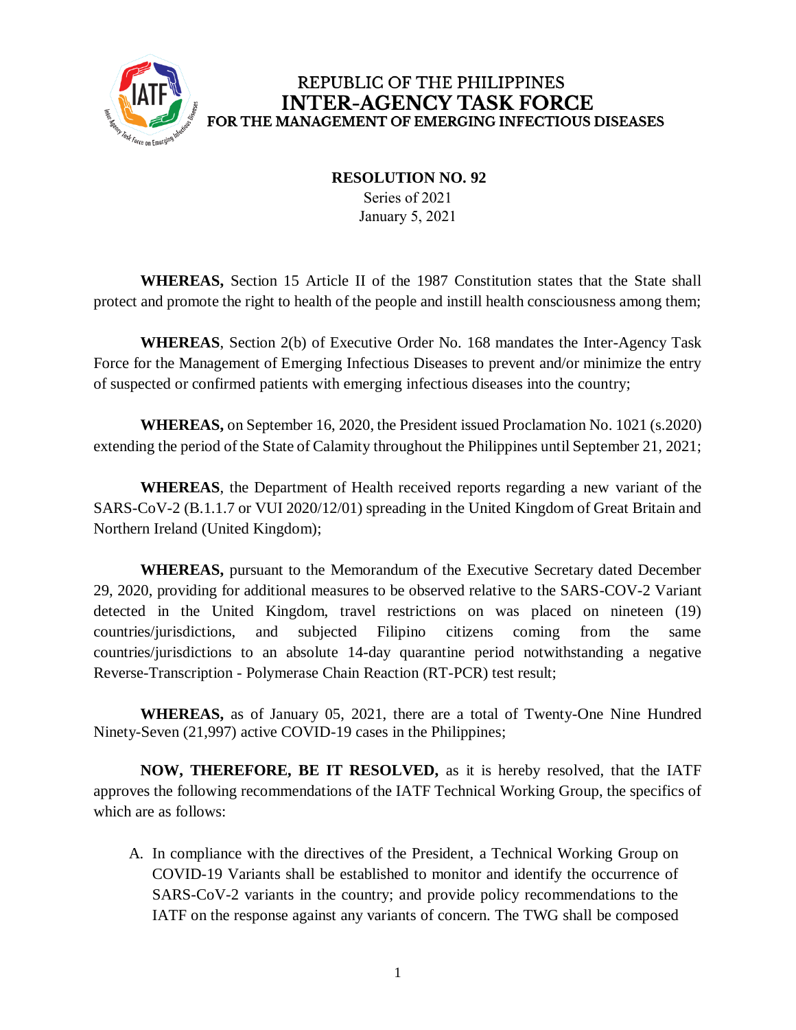REPUBLIC OF THE PHILIPPINES
**INTER-AGENCY TASK FORCE**
**FOR THE MANAGEMENT OF EMERGING INFECTIOUS DISEASES**

**RESOLUTION NO. 92**
Series of 2021
January 5, 2021

**WHEREAS,** Section 15 Article II of the 1987 Constitution states that the State shall protect and promote the right to health of the people and instill health consciousness among them;

**WHEREAS**, Section 2(b) of Executive Order No. 168 mandates the Inter-Agency Task Force for the Management of Emerging Infectious Diseases to prevent and/or minimize the entry of suspected or confirmed patients with emerging infectious diseases into the country;

**WHEREAS,** on September 16, 2020, the President issued Proclamation No. 1021 (s.2020) extending the period of the State of Calamity throughout the Philippines until September 21, 2021;

**WHEREAS**, the Department of Health received reports regarding a new variant of the SARS-CoV-2 (B.1.1.7 or VUI 2020/12/01) spreading in the United Kingdom of Great Britain and Northern Ireland (United Kingdom);

**WHEREAS,** pursuant to the Memorandum of the Executive Secretary dated December 29, 2020, providing for additional measures to be observed relative to the SARS-COV-2 Variant detected in the United Kingdom, travel restrictions on was placed on nineteen (19) countries/jurisdictions, and subjected Filipino citizens coming from the same countries/jurisdictions to an absolute 14-day quarantine period notwithstanding a negative Reverse-Transcription - Polymerase Chain Reaction (RT-PCR) test result;

**WHEREAS,** as of January 05, 2021, there are a total of Twenty-One Nine Hundred Ninety-Seven (21,997) active COVID-19 cases in the Philippines;

**NOW, THEREFORE, BE IT RESOLVED,** as it is hereby resolved, that the IATF approves the following recommendations of the IATF Technical Working Group, the specifics of which are as follows:

A. In compliance with the directives of the President, a Technical Working Group on COVID-19 Variants shall be established to monitor and identify the occurrence of SARS-CoV-2 variants in the country; and provide policy recommendations to the IATF on the response against any variants of concern. The TWG shall be composed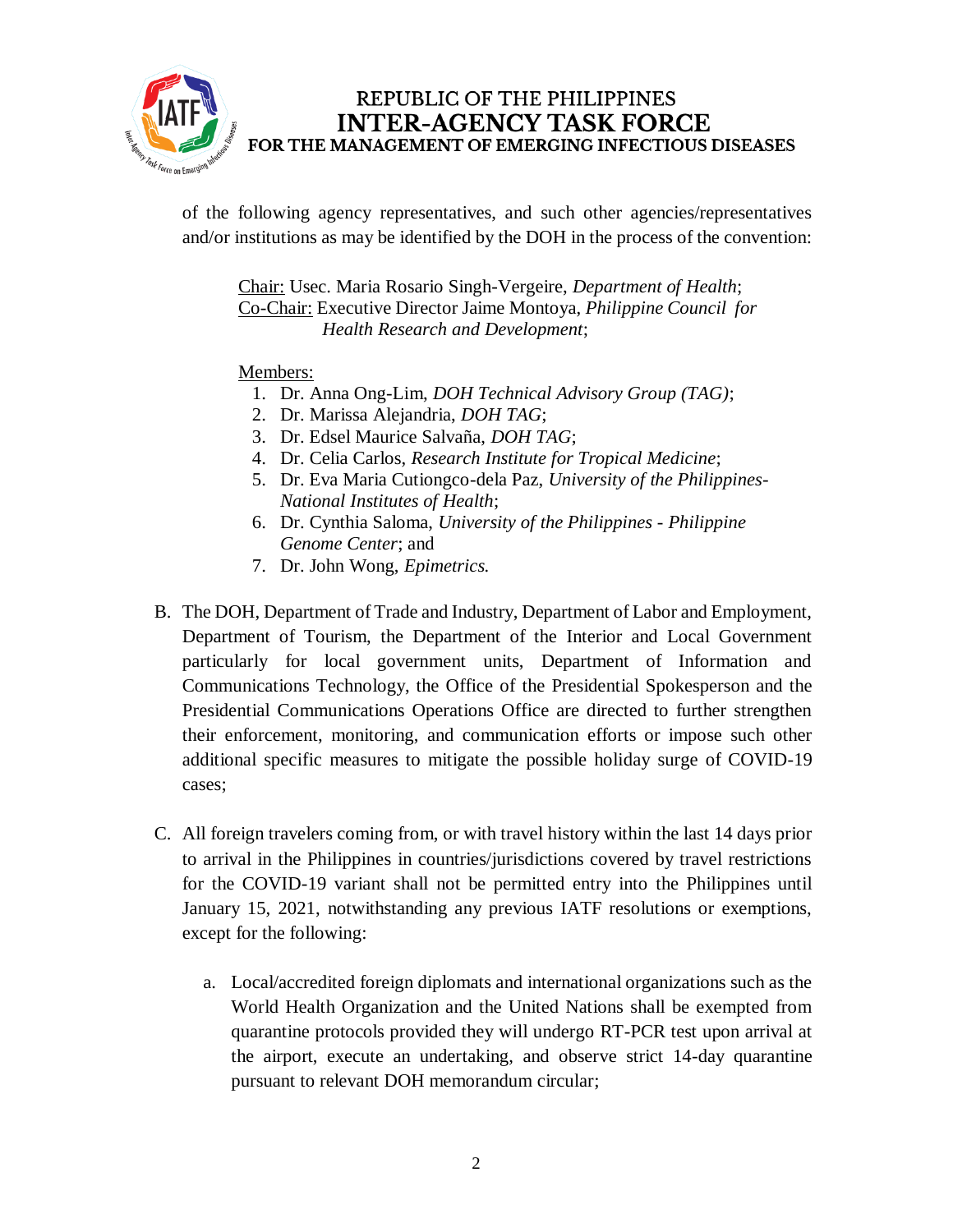of the following agency representatives, and such other agencies/representatives and/or institutions as may be identified by the DOH in the process of the convention:

Chair: Usec. Maria Rosario Singh-Vergeire, *Department of Health*;
Co-Chair: Executive Director Jaime Montoya, *Philippine Council for Health Research and Development*;

Members:

1. Dr. Anna Ong-Lim, *DOH Technical Advisory Group (TAG)*;
2. Dr. Marissa Alejandria, *DOH TAG*;
3. Dr. Edsel Maurice Salvaña, *DOH TAG*;
4. Dr. Celia Carlos, *Research Institute for Tropical Medicine*;
5. Dr. Eva Maria Cutiongco-dela Paz, *University of the Philippines-National Institutes of Health*;
6. Dr. Cynthia Saloma, *University of the Philippines - Philippine Genome Center*; and
7. Dr. John Wong, *Epimetrics.*

B. The DOH, Department of Trade and Industry, Department of Labor and Employment, Department of Tourism, the Department of the Interior and Local Government particularly for local government units, Department of Information and Communications Technology, the Office of the Presidential Spokesperson and the Presidential Communications Operations Office are directed to further strengthen their enforcement, monitoring, and communication efforts or impose such other additional specific measures to mitigate the possible holiday surge of COVID-19 cases;

C. All foreign travelers coming from, or with travel history within the last 14 days prior to arrival in the Philippines in countries/jurisdictions covered by travel restrictions for the COVID-19 variant shall not be permitted entry into the Philippines until January 15, 2021, notwithstanding any previous IATF resolutions or exemptions, except for the following:

   a. Local/accredited foreign diplomats and international organizations such as the World Health Organization and the United Nations shall be exempted from quarantine protocols provided they will undergo RT-PCR test upon arrival at the airport, execute an undertaking, and observe strict 14-day quarantine pursuant to relevant DOH memorandum circular;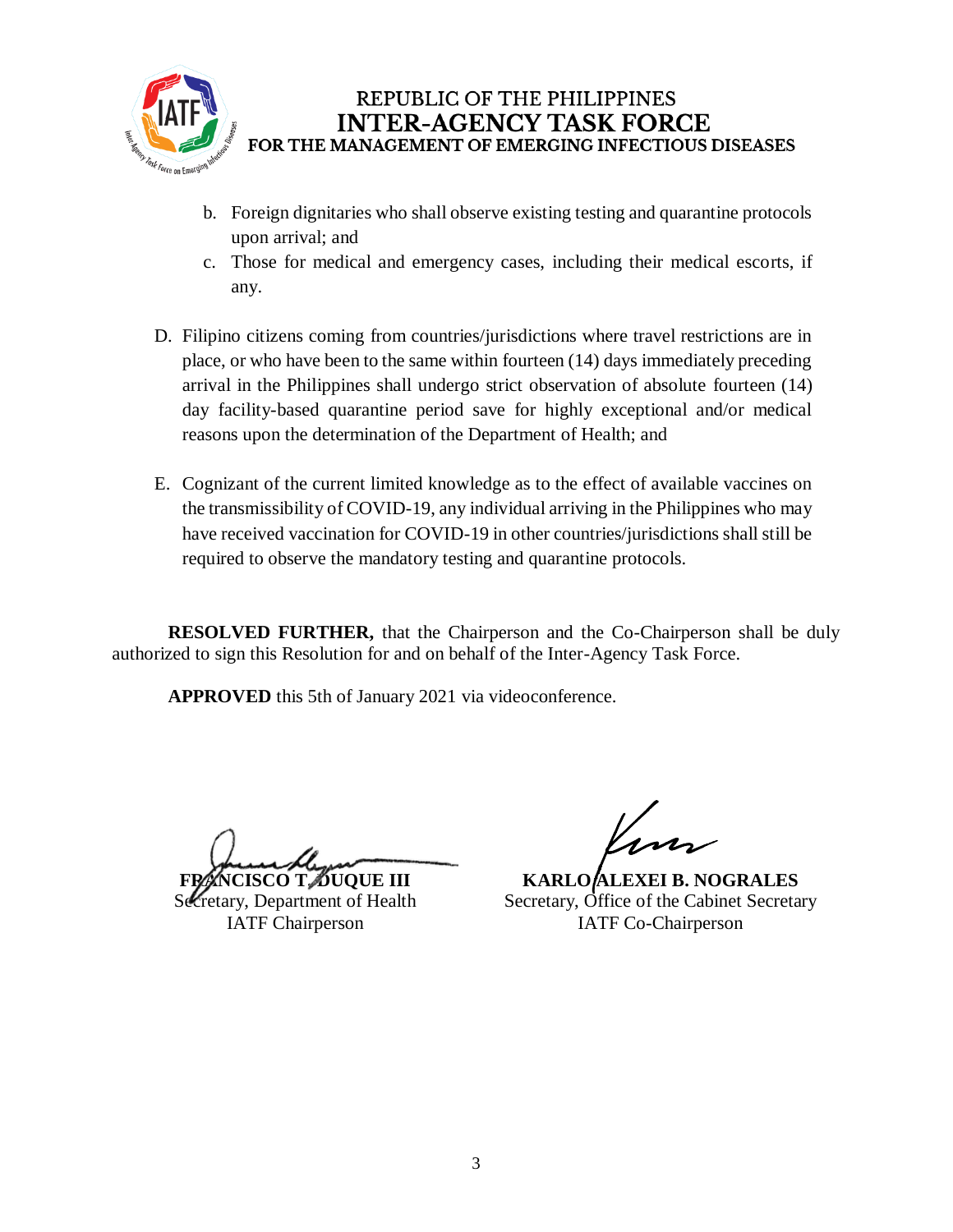b. Foreign dignitaries who shall observe existing testing and quarantine protocols upon arrival; and

c. Those for medical and emergency cases, including their medical escorts, if any.

D. Filipino citizens coming from countries/jurisdictions where travel restrictions are in place, or who have been to the same within fourteen (14) days immediately preceding arrival in the Philippines shall undergo strict observation of absolute fourteen (14) day facility-based quarantine period save for highly exceptional and/or medical reasons upon the determination of the Department of Health; and

E. Cognizant of the current limited knowledge as to the effect of available vaccines on the transmissibility of COVID-19, any individual arriving in the Philippines who may have received vaccination for COVID-19 in other countries/jurisdictions shall still be required to observe the mandatory testing and quarantine protocols.

**RESOLVED FURTHER,** that the Chairperson and the Co-Chairperson shall be duly authorized to sign this Resolution for and on behalf of the Inter-Agency Task Force.

**APPROVED** this 5th of January 2021 via videoconference.

**FRANCISCO T. DUQUE III**
Secretary, Department of Health
IATF Chairperson

**KARLO ALEXEI B. NOGRALES**
Secretary, Office of the Cabinet Secretary
IATF Co-Chairperson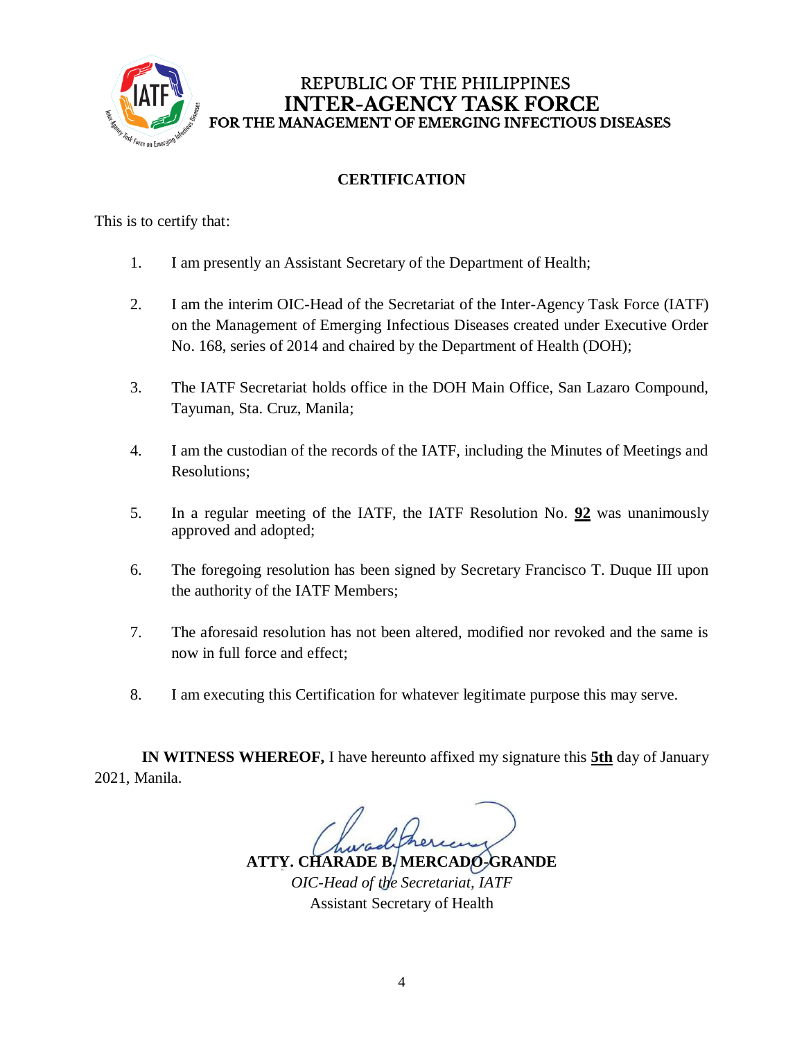REPUBLIC OF THE PHILIPPINES
**INTER-AGENCY TASK FORCE**
**FOR THE MANAGEMENT OF EMERGING INFECTIOUS DISEASES**

## CERTIFICATION

This is to certify that:

1. I am presently an Assistant Secretary of the Department of Health;

2. I am the interim OIC-Head of the Secretariat of the Inter-Agency Task Force (IATF) on the Management of Emerging Infectious Diseases created under Executive Order No. 168, series of 2014 and chaired by the Department of Health (DOH);

3. The IATF Secretariat holds office in the DOH Main Office, San Lazaro Compound, Tayuman, Sta. Cruz, Manila;

4. I am the custodian of the records of the IATF, including the Minutes of Meetings and Resolutions;

5. In a regular meeting of the IATF, the IATF Resolution No. **92** was unanimously approved and adopted;

6. The foregoing resolution has been signed by Secretary Francisco T. Duque III upon the authority of the IATF Members;

7. The aforesaid resolution has not been altered, modified nor revoked and the same is now in full force and effect;

8. I am executing this Certification for whatever legitimate purpose this may serve.

**IN WITNESS WHEREOF,** I have hereunto affixed my signature this **5th** day of January 2021, Manila.

**ATTY. CHARADE B. MERCADO-GRANDE**
*OIC-Head of the Secretariat, IATF*
Assistant Secretary of Health